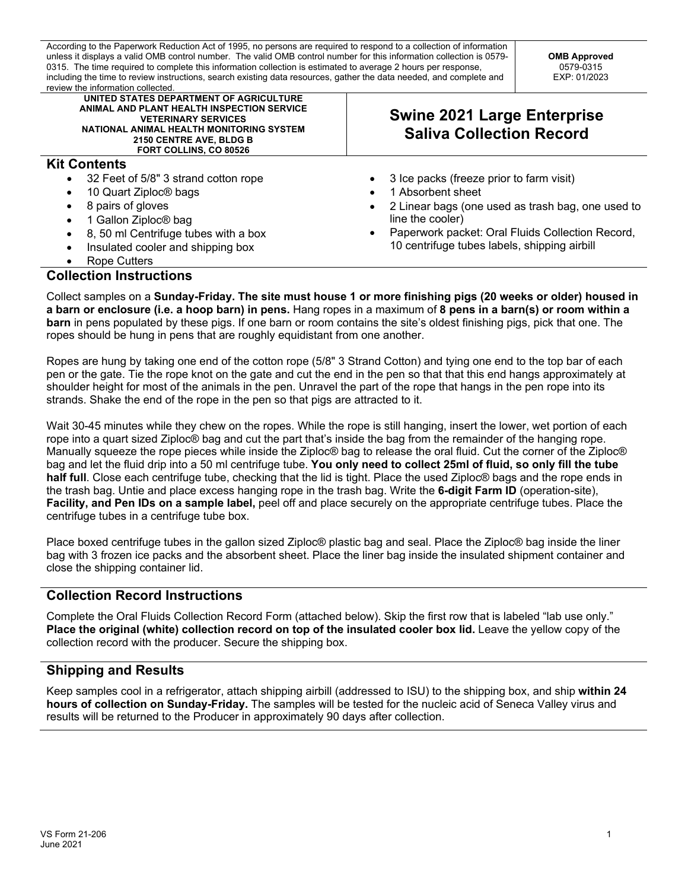According to the Paperwork Reduction Act of 1995, no persons are required to respond to a collection of information unless it displays a valid OMB control number. The valid OMB control number for this information collection is 0579-0315. The time required to complete this information collection is estimated to average 2 hours per response, including the time to review instructions, search existing data resources, gather the data needed, and complete and review the information collected.

**OMB Approved**
0579-0315
EXP: 01/2023

**UNITED STATES DEPARTMENT OF AGRICULTURE**
**ANIMAL AND PLANT HEALTH INSPECTION SERVICE**
**VETERINARY SERVICES**
**NATIONAL ANIMAL HEALTH MONITORING SYSTEM**
**2150 CENTRE AVE, BLDG B**
**FORT COLLINS, CO 80526**

# Swine 2021 Large Enterprise Saliva Collection Record

## Kit Contents

- 32 Feet of 5/8" 3 strand cotton rope
- 10 Quart Ziploc® bags
- 8 pairs of gloves
- 1 Gallon Ziploc® bag
- 8, 50 ml Centrifuge tubes with a box
- Insulated cooler and shipping box
- Rope Cutters
- 3 Ice packs (freeze prior to farm visit)
- 1 Absorbent sheet
- 2 Linear bags (one used as trash bag, one used to line the cooler)
- Paperwork packet: Oral Fluids Collection Record, 10 centrifuge tubes labels, shipping airbill

## Collection Instructions

Collect samples on a **Sunday-Friday. The site must house 1 or more finishing pigs (20 weeks or older) housed in a barn or enclosure (i.e. a hoop barn) in pens.** Hang ropes in a maximum of **8 pens in a barn(s) or room within a barn** in pens populated by these pigs. If one barn or room contains the site's oldest finishing pigs, pick that one. The ropes should be hung in pens that are roughly equidistant from one another.

Ropes are hung by taking one end of the cotton rope (5/8" 3 Strand Cotton) and tying one end to the top bar of each pen or the gate. Tie the rope knot on the gate and cut the end in the pen so that that this end hangs approximately at shoulder height for most of the animals in the pen. Unravel the part of the rope that hangs in the pen rope into its strands. Shake the end of the rope in the pen so that pigs are attracted to it.

Wait 30-45 minutes while they chew on the ropes. While the rope is still hanging, insert the lower, wet portion of each rope into a quart sized Ziploc® bag and cut the part that's inside the bag from the remainder of the hanging rope. Manually squeeze the rope pieces while inside the Ziploc® bag to release the oral fluid. Cut the corner of the Ziploc® bag and let the fluid drip into a 50 ml centrifuge tube. **You only need to collect 25ml of fluid, so only fill the tube half full**. Close each centrifuge tube, checking that the lid is tight. Place the used Ziploc® bags and the rope ends in the trash bag. Untie and place excess hanging rope in the trash bag. Write the **6-digit Farm ID** (operation-site), **Facility, and Pen IDs on a sample label,** peel off and place securely on the appropriate centrifuge tubes. Place the centrifuge tubes in a centrifuge tube box.

Place boxed centrifuge tubes in the gallon sized Ziploc® plastic bag and seal. Place the Ziploc® bag inside the liner bag with 3 frozen ice packs and the absorbent sheet. Place the liner bag inside the insulated shipment container and close the shipping container lid.

## Collection Record Instructions

Complete the Oral Fluids Collection Record Form (attached below). Skip the first row that is labeled "lab use only." **Place the original (white) collection record on top of the insulated cooler box lid.** Leave the yellow copy of the collection record with the producer. Secure the shipping box.

## Shipping and Results

Keep samples cool in a refrigerator, attach shipping airbill (addressed to ISU) to the shipping box, and ship **within 24 hours of collection on Sunday-Friday.** The samples will be tested for the nucleic acid of Seneca Valley virus and results will be returned to the Producer in approximately 90 days after collection.

VS Form 21-206
June 2021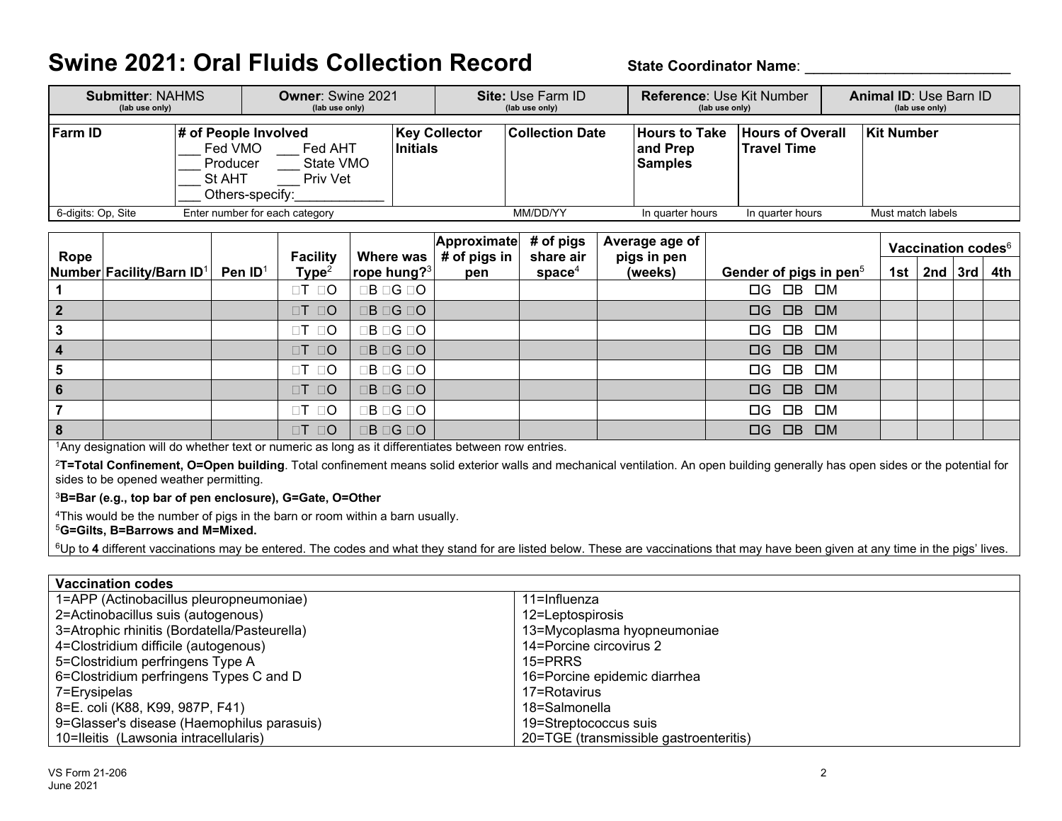# Swine 2021: Oral Fluids Collection Record

**State Coordinator Name**: ___________________________

| **Submitter**: NAHMS (lab use only) | **Owner**: Swine 2021 (lab use only) | **Site:** Use Farm ID (lab use only) | **Reference**: Use Kit Number (lab use only) | **Animal ID**: Use Barn ID (lab use only) |
|---|---|---|---|---|

| **Farm ID** | **# of People Involved** | **Key Collector Initials** | **Collection Date** | **Hours to Take and Prep Samples** | **Hours of Overall Travel Time** | **Kit Number** |
|---|---|---|---|---|---|---|
| | ___ Fed VMO ___ Fed AHT<br>___ Producer ___ State VMO<br>___ St AHT ___ Priv Vet<br>___ Others-specify:____________ | | | | | |
| 6-digits: Op, Site | Enter number for each category | | MM/DD/YY | In quarter hours | In quarter hours | Must match labels |

| Rope Number | Facility/Barn ID[1] | Pen ID[1] | Facility Type[2] | Where was rope hung?[3] | Approximate # of pigs in pen | # of pigs share air space[4] | Average age of pigs in pen (weeks) | Gender of pigs in pen[5] | Vaccination codes[6] | | | |
|---|---|---|---|---|---|---|---|---|---|---|---|---|
| | | | | | | | | | 1st | 2nd | 3rd | 4th |
| 1 | | | □T □O | □B □G □O | | | | □G □B □M | | | | |
| 2 | | | □T □O | □B □G □O | | | | □G □B □M | | | | |
| 3 | | | □T □O | □B □G □O | | | | □G □B □M | | | | |
| 4 | | | □T □O | □B □G □O | | | | □G □B □M | | | | |
| 5 | | | □T □O | □B □G □O | | | | □G □B □M | | | | |
| 6 | | | □T □O | □B □G □O | | | | □G □B □M | | | | |
| 7 | | | □T □O | □B □G □O | | | | □G □B □M | | | | |
| 8 | | | □T □O | □B □G □O | | | | □G □B □M | | | | |

[1]Any designation will do whether text or numeric as long as it differentiates between row entries.

[2]**T=Total Confinement, O=Open building**. Total confinement means solid exterior walls and mechanical ventilation. An open building generally has open sides or the potential for sides to be opened weather permitting.

[3]**B=Bar (e.g., top bar of pen enclosure), G=Gate, O=Other**

[4]This would be the number of pigs in the barn or room within a barn usually.

[5]**G=Gilts, B=Barrows and M=Mixed.**

[6]Up to **4** different vaccinations may be entered. The codes and what they stand for are listed below. These are vaccinations that may have been given at any time in the pigs' lives.

| **Vaccination codes** | |
|---|---|
| 1=APP (Actinobacillus pleuropneumoniae) | 11=Influenza |
| 2=Actinobacillus suis (autogenous) | 12=Leptospirosis |
| 3=Atrophic rhinitis (Bordatella/Pasteurella) | 13=Mycoplasma hyopneumoniae |
| 4=Clostridium difficile (autogenous) | 14=Porcine circovirus 2 |
| 5=Clostridium perfringens Type A | 15=PRRS |
| 6=Clostridium perfringens Types C and D | 16=Porcine epidemic diarrhea |
| 7=Erysipelas | 17=Rotavirus |
| 8=E. coli (K88, K99, 987P, F41) | 18=Salmonella |
| 9=Glasser's disease (Haemophilus parasuis) | 19=Streptococcus suis |
| 10=Ileitis (Lawsonia intracellularis) | 20=TGE (transmissible gastroenteritis) |

VS Form 21-206
June 2021